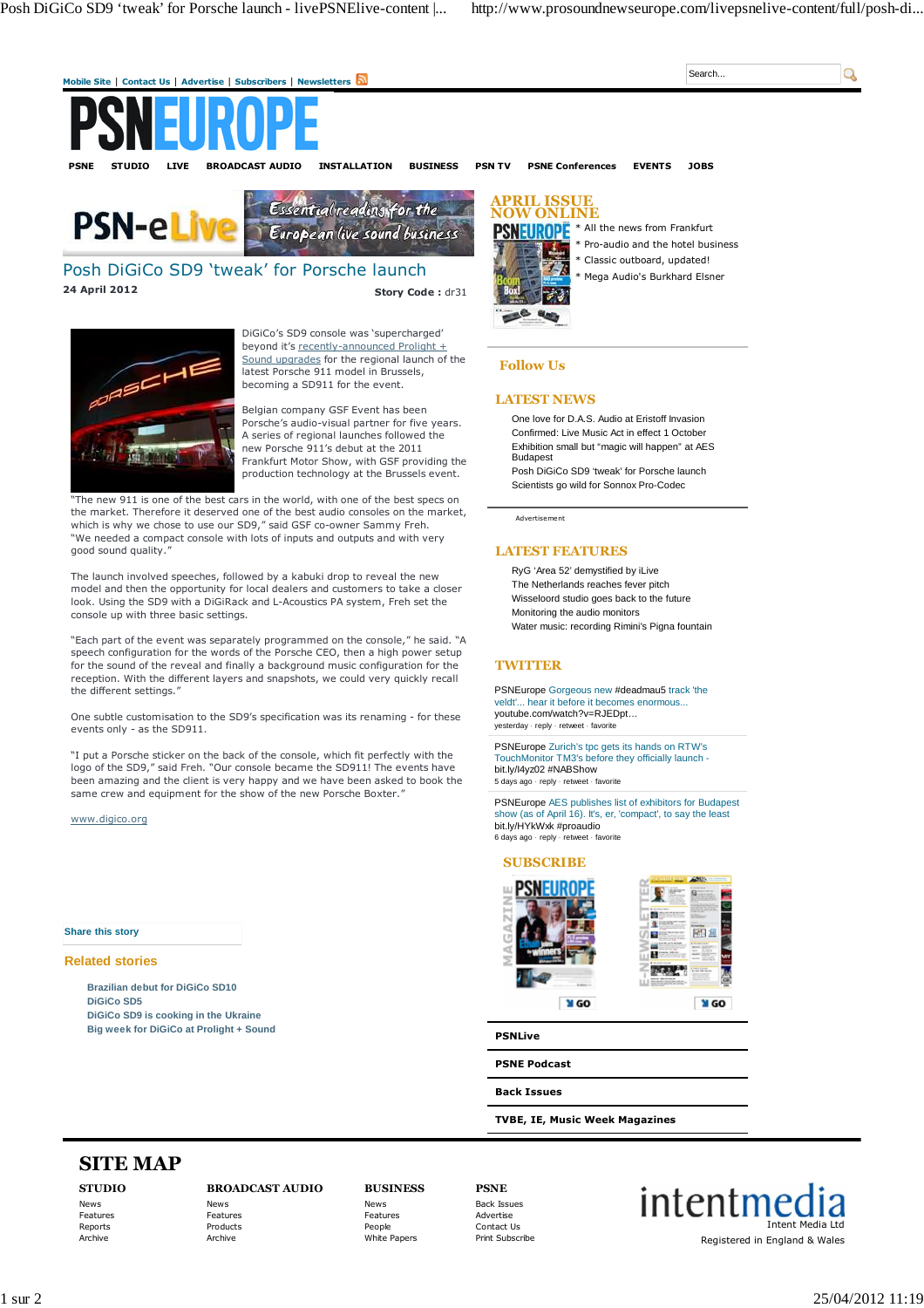Mobile Site | Contact Us | Advertise | Subscribers | Newsletters

# PSNEUROPE

PSNE | STUDIO | LIVE | BROADCAST AUDIO | INSTALLATION | BUSINESS | PSN TV | PSNE Conferences | EVENTS | JOBS

PSN-eLive — Essential reading for the European live sound business

## Posh DiGiCo SD9 'tweak' for Porsche launch

**24 April 2012** **Story Code :** dr31

DiGiCo's SD9 console was 'supercharged' beyond it's recently-announced Prolight + Sound upgrades for the regional launch of the latest Porsche 911 model in Brussels, becoming a SD911 for the event.

Belgian company GSF Event has been Porsche's audio-visual partner for five years. A series of regional launches followed the new Porsche 911's debut at the 2011 Frankfurt Motor Show, with GSF providing the production technology at the Brussels event.

"The new 911 is one of the best cars in the world, with one of the best specs on the market. Therefore it deserved one of the best audio consoles on the market, which is why we chose to use our SD9," said GSF co-owner Sammy Freh. "We needed a compact console with lots of inputs and outputs and with very good sound quality."

The launch involved speeches, followed by a kabuki drop to reveal the new model and then the opportunity for local dealers and customers to take a closer look. Using the SD9 with a DiGiRack and L-Acoustics PA system, Freh set the console up with three basic settings.

"Each part of the event was separately programmed on the console," he said. "A speech configuration for the words of the Porsche CEO, then a high power setup for the sound of the reveal and finally a background music configuration for the reception. With the different layers and snapshots, we could very quickly recall the different settings."

One subtle customisation to the SD9's specification was its renaming - for these events only - as the SD911.

"I put a Porsche sticker on the back of the console, which fit perfectly with the logo of the SD9," said Freh. "Our console became the SD911! The events have been amazing and the client is very happy and we have been asked to book the same crew and equipment for the show of the new Porsche Boxter."

www.digico.org

Share this story

### Related stories

- Brazilian debut for DiGiCo SD10
- DiGiCo SD5
- DiGiCo SD9 is cooking in the Ukraine
- Big week for DiGiCo at Prolight + Sound

### APRIL ISSUE NOW ONLINE

- * All the news from Frankfurt
- * Pro-audio and the hotel business
- * Classic outboard, updated!
- * Mega Audio's Burkhard Elsner

### Follow Us

### LATEST NEWS

- One love for D.A.S. Audio at Eristoff Invasion
- Confirmed: Live Music Act in effect 1 October
- Exhibition small but "magic will happen" at AES Budapest
- Posh DiGiCo SD9 'tweak' for Porsche launch
- Scientists go wild for Sonnox Pro-Codec

Advertisement

### LATEST FEATURES

- RyG 'Area 52' demystified by iLive
- The Netherlands reaches fever pitch
- Wisseloord studio goes back to the future
- Monitoring the audio monitors
- Water music: recording Rimini's Pigna fountain

### TWITTER

PSNEurope Gorgeous new #deadmau5 track 'the veldt'... hear it before it becomes enormous... youtube.com/watch?v=RJEDpt...
yesterday · reply · retweet · favorite

PSNEurope Zurich's tpc gets its hands on RTW's TouchMonitor TM3's before they officially launch - bit.ly/I4yz02 #NABShow
5 days ago · reply · retweet · favorite

PSNEurope AES publishes list of exhibitors for Budapest show (as of April 16). It's, er, 'compact', to say the least bit.ly/HYkWxk #proaudio
6 days ago · reply · retweet · favorite

### SUBSCRIBE

MAGAZINE — GO | E-NEWSLETTER — GO

- PSNLive
- PSNE Podcast
- Back Issues
- TVBE, IE, Music Week Magazines

## SITE MAP

**STUDIO**
News
Features
Reports
Archive

**BROADCAST AUDIO**
News
Features
Products
Archive

**BUSINESS**
News
Features
People
White Papers

**PSNE**
Back Issues
Advertise
Contact Us
Print Subscribe

intentmedia
Intent Media Ltd
Registered in England & Wales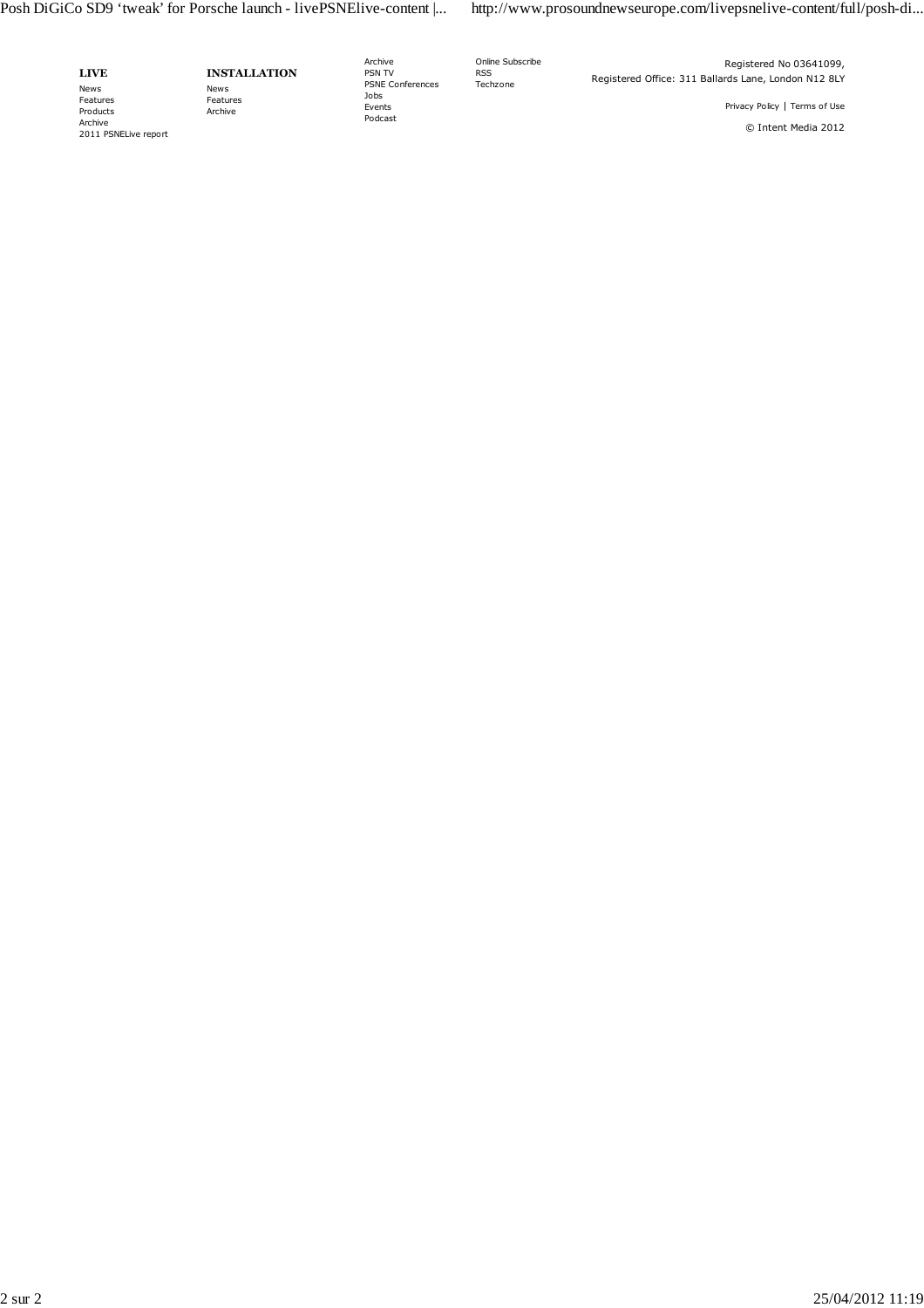**LIVE**

News
Features
Products
Archive
2011 PSNELive report

**INSTALLATION**

News
Features
Archive

Archive
PSN TV
PSNE Conferences
Jobs
Events
Podcast

Online Subscribe
RSS
Techzone

Registered No 03641099,
Registered Office: 311 Ballards Lane, London N12 8LY

Privacy Policy | Terms of Use

© Intent Media 2012